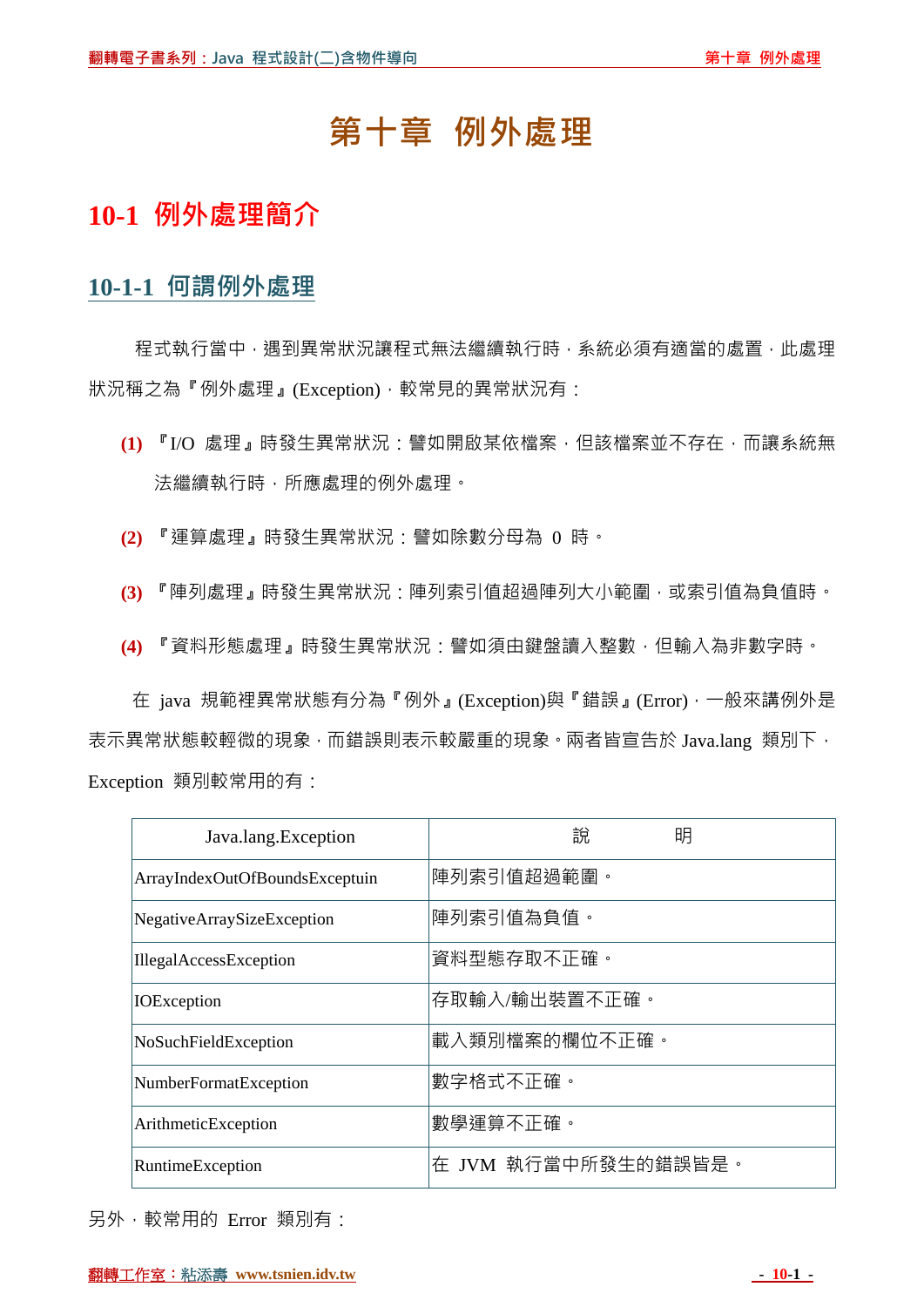# 第十章 例外處理

## 10-1 例外處理簡介

### 10-1-1 何謂例外處理

程式執行當中，遇到異常狀況讓程式無法繼續執行時，系統必須有適當的處置，此處理狀況稱之為『例外處理』(Exception)，較常見的異常狀況有：

**(1)** 『I/O 處理』時發生異常狀況：譬如開啟某依檔案，但該檔案並不存在，而讓系統無法繼續執行時，所應處理的例外處理。

**(2)** 『運算處理』時發生異常狀況：譬如除數分母為 0 時。

**(3)** 『陣列處理』時發生異常狀況：陣列索引值超過陣列大小範圍，或索引值為負值時。

**(4)** 『資料形態處理』時發生異常狀況：譬如須由鍵盤讀入整數，但輸入為非數字時。

在 java 規範裡異常狀態有分為『例外』(Exception)與『錯誤』(Error)，一般來講例外是表示異常狀態較輕微的現象，而錯誤則表示較嚴重的現象。兩者皆宣告於 Java.lang 類別下，Exception 類別較常用的有：

| Java.lang.Exception | 說　　　明 |
|---|---|
| ArrayIndexOutOfBoundsExceptuin | 陣列索引值超過範圍。 |
| NegativeArraySizeException | 陣列索引值為負值。 |
| IllegalAccessException | 資料型態存取不正確。 |
| IOException | 存取輸入/輸出裝置不正確。 |
| NoSuchFieldException | 載入類別檔案的欄位不正確。 |
| NumberFormatException | 數字格式不正確。 |
| ArithmeticException | 數學運算不正確。 |
| RuntimeException | 在 JVM 執行當中所發生的錯誤皆是。 |

另外，較常用的 Error 類別有：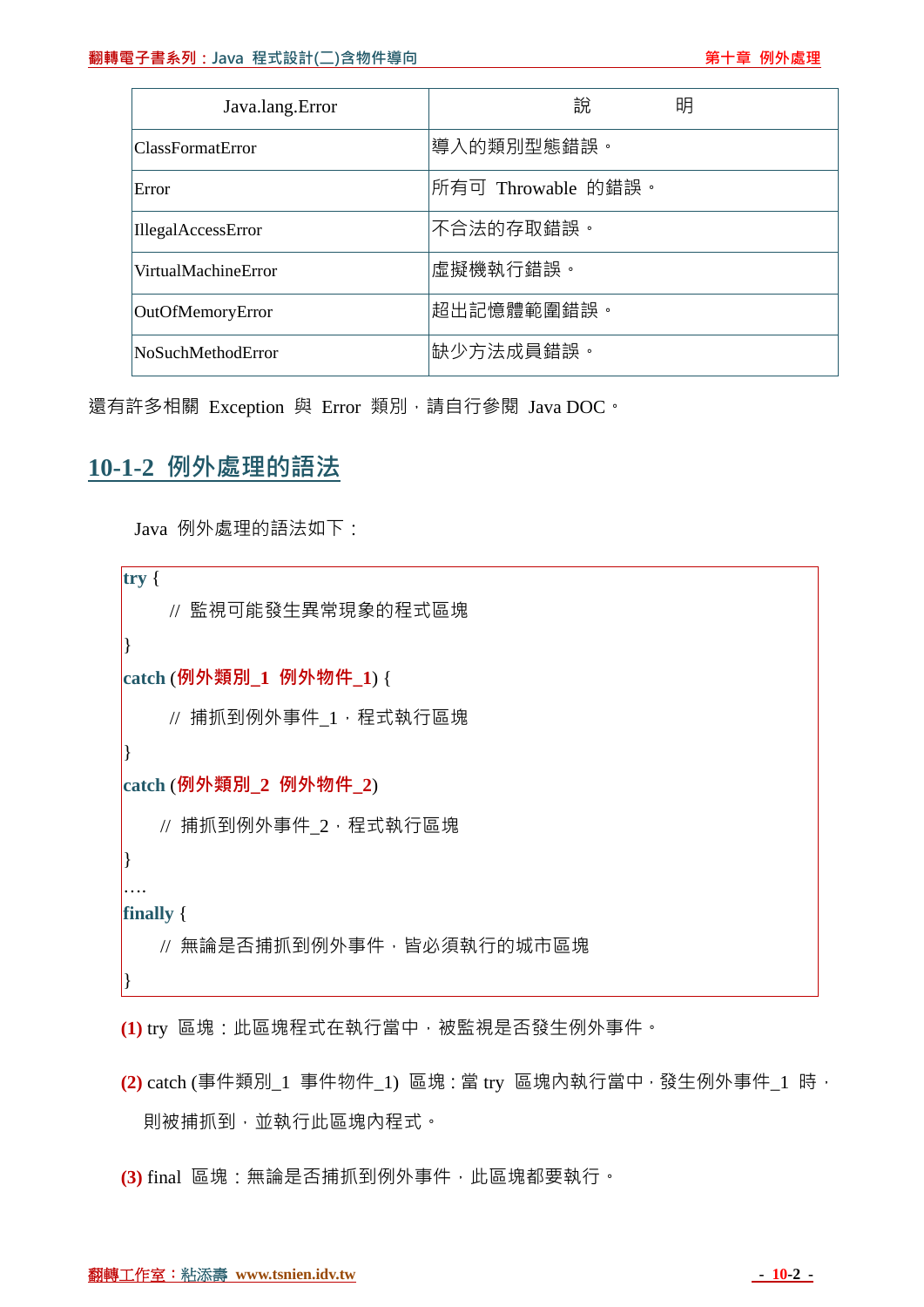| Java.lang.Error | 說　　明 |
|---|---|
| ClassFormatError | 導入的類別型態錯誤。 |
| Error | 所有可 Throwable 的錯誤。 |
| IllegalAccessError | 不合法的存取錯誤。 |
| VirtualMachineError | 虛擬機執行錯誤。 |
| OutOfMemoryError | 超出記憶體範圍錯誤。 |
| NoSuchMethodError | 缺少方法成員錯誤。 |

還有許多相關 Exception 與 Error 類別，請自行參閱 Java DOC。

## 10-1-2 例外處理的語法

Java 例外處理的語法如下：

```
try {
    // 監視可能發生異常現象的程式區塊
}
catch (例外類別_1 例外物件_1) {
    // 捕抓到例外事件_1，程式執行區塊
}
catch (例外類別_2 例外物件_2)
    // 捕抓到例外事件_2，程式執行區塊
}
….
finally {
    // 無論是否捕抓到例外事件，皆必須執行的城市區塊
}
```

**(1)** try 區塊：此區塊程式在執行當中，被監視是否發生例外事件。

**(2)** catch (事件類別_1 事件物件_1) 區塊：當 try 區塊內執行當中，發生例外事件_1 時，則被捕抓到，並執行此區塊內程式。

**(3)** final 區塊：無論是否捕抓到例外事件，此區塊都要執行。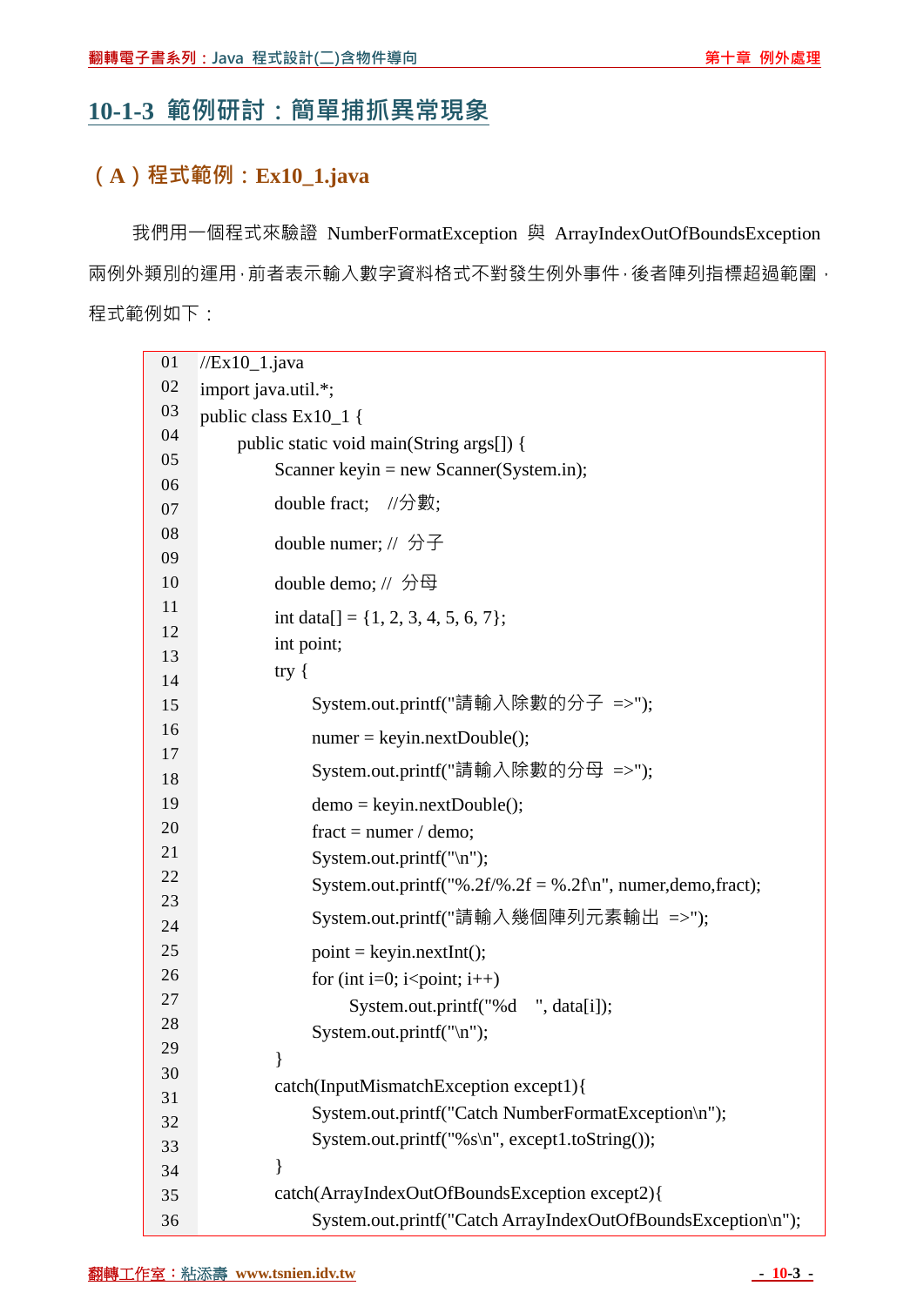## 10-1-3 範例研討：簡單捕抓異常現象

### （A）程式範例：Ex10_1.java

我們用一個程式來驗證 NumberFormatException 與 ArrayIndexOutOfBoundsException 兩例外類別的運用，前者表示輸入數字資料格式不對發生例外事件，後者陣列指標超過範圍，程式範例如下：

```
01  //Ex10_1.java
02  import java.util.*;
03  public class Ex10_1 {
04      public static void main(String args[]) {
05          Scanner keyin = new Scanner(System.in);
06          double fract;   //分數;
07          double numer; //  分子
08          double demo; //  分母
09          int data[] = {1, 2, 3, 4, 5, 6, 7};
10          int point;
11          try {
12              System.out.printf("請輸入除數的分子  =>");
13              numer = keyin.nextDouble();
14              System.out.printf("請輸入除數的分母  =>");
15              demo = keyin.nextDouble();
16              fract = numer / demo;
17              System.out.printf("\n");
18              System.out.printf("%.2f/%.2f = %.2f\n", numer,demo,fract);
19              System.out.printf("請輸入幾個陣列元素輸出  =>");
20              point = keyin.nextInt();
21              for (int i=0; i<point; i++)
22                  System.out.printf("%d    ", data[i]);
23              System.out.printf("\n");
24          }
25          catch(InputMismatchException except1){
26              System.out.printf("Catch NumberFormatException\n");
27              System.out.printf("%s\n", except1.toString());
28          }
29          catch(ArrayIndexOutOfBoundsException except2){
30              System.out.printf("Catch ArrayIndexOutOfBoundsException\n");
```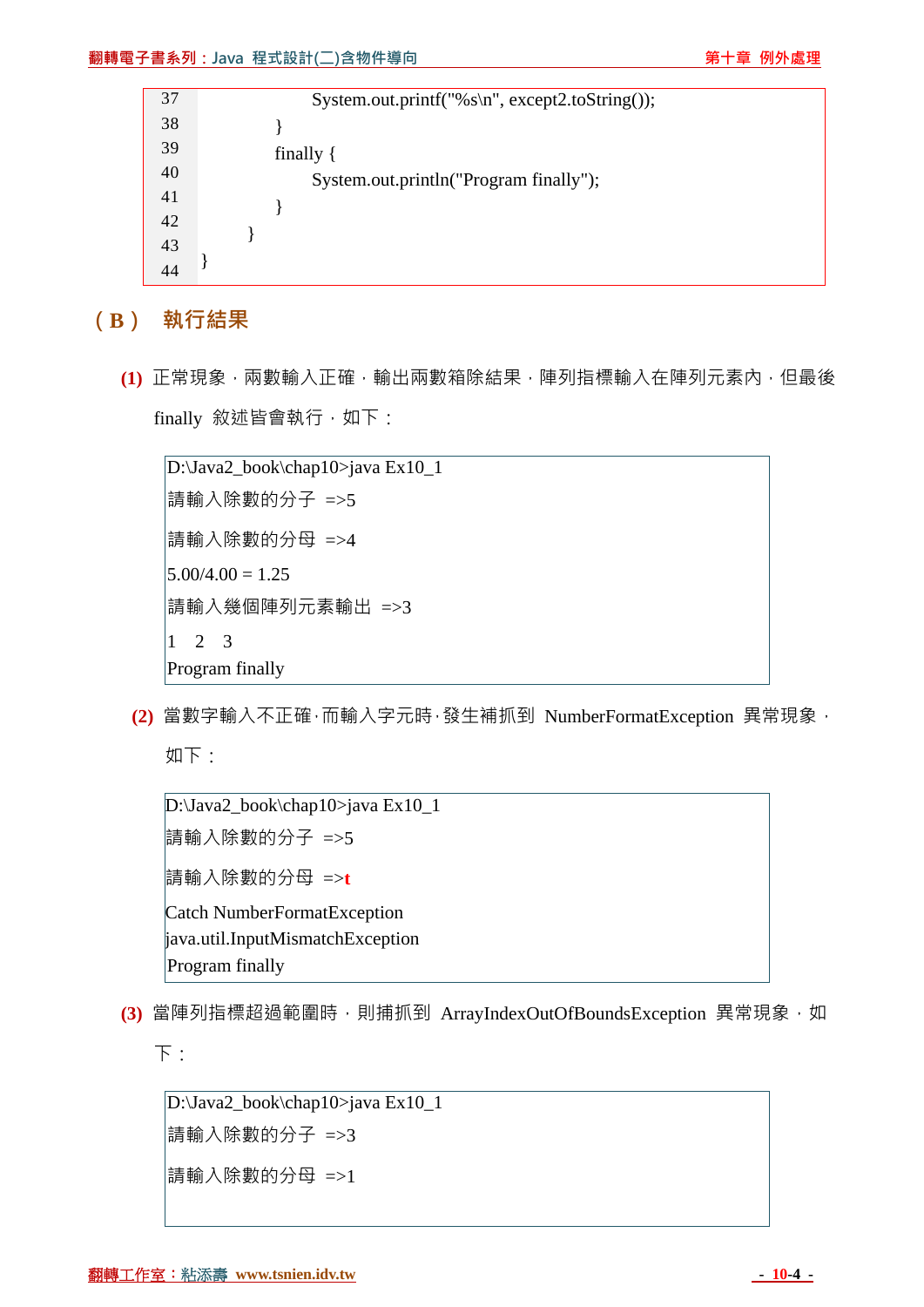```
37                  System.out.printf("%s\n", except2.toString());
38              }
39              finally {
40                  System.out.println("Program finally");
41              }
42          }
43  }
44
```

## （B） 執行結果

**(1)** 正常現象，兩數輸入正確，輸出兩數箱除結果，陣列指標輸入在陣列元素內，但最後 finally 敘述皆會執行，如下：

```
D:\Java2_book\chap10>java Ex10_1
請輸入除數的分子 =>5
請輸入除數的分母 =>4
5.00/4.00 = 1.25
請輸入幾個陣列元素輸出 =>3
1   2   3
Program finally
```

**(2)** 當數字輸入不正確，而輸入字元時，發生補抓到 NumberFormatException 異常現象，如下：

```
D:\Java2_book\chap10>java Ex10_1
請輸入除數的分子 =>5
請輸入除數的分母 =>t
Catch NumberFormatException
java.util.InputMismatchException
Program finally
```

**(3)** 當陣列指標超過範圍時，則捕抓到 ArrayIndexOutOfBoundsException 異常現象，如下：

```
D:\Java2_book\chap10>java Ex10_1
請輸入除數的分子 =>3
請輸入除數的分母 =>1
```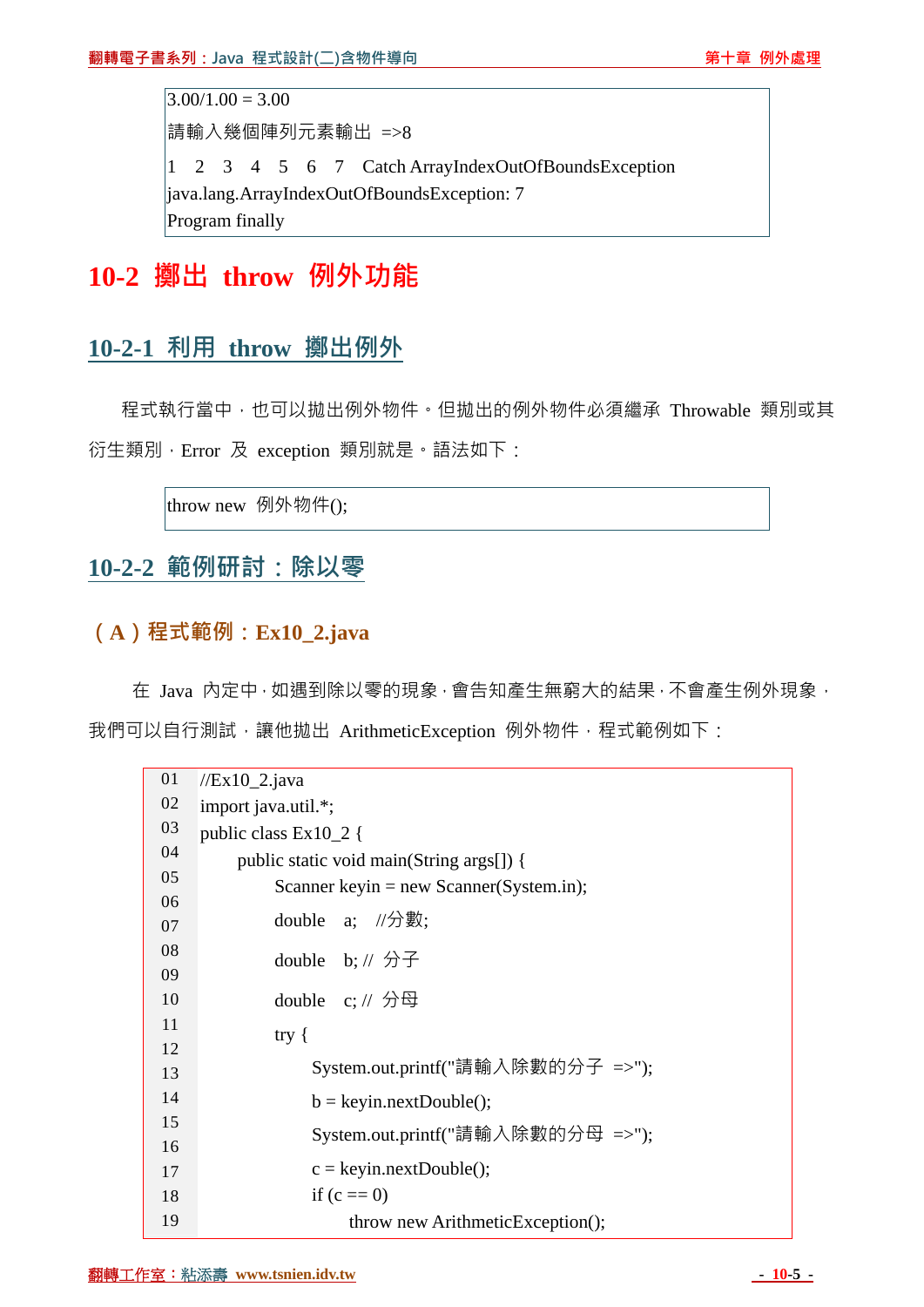```
3.00/1.00 = 3.00
請輸入幾個陣列元素輸出 =>8
1  2  3  4  5  6  7  Catch ArrayIndexOutOfBoundsException
java.lang.ArrayIndexOutOfBoundsException: 7
Program finally
```

# 10-2 擲出 throw 例外功能

## 10-2-1 利用 throw 擲出例外

程式執行當中，也可以拋出例外物件。但拋出的例外物件必須繼承 Throwable 類別或其衍生類別，Error 及 exception 類別就是。語法如下：

```
throw new 例外物件();
```

## 10-2-2 範例研討：除以零

### （A）程式範例：Ex10_2.java

在 Java 內定中，如遇到除以零的現象，會告知產生無窮大的結果，不會產生例外現象，我們可以自行測試，讓他拋出 ArithmeticException 例外物件，程式範例如下：

```
01  //Ex10_2.java
02  import java.util.*;
03  public class Ex10_2 {
04      public static void main(String args[]) {
05          Scanner keyin = new Scanner(System.in);
06          double  a;  //分數;
07          double  b; // 分子
08          double  c; // 分母
09          try {
10              System.out.printf("請輸入除數的分子 =>");
11              b = keyin.nextDouble();
12              System.out.printf("請輸入除數的分母 =>");
13              c = keyin.nextDouble();
14              if (c == 0)
15                  throw new ArithmeticException();
16
17
18
19
```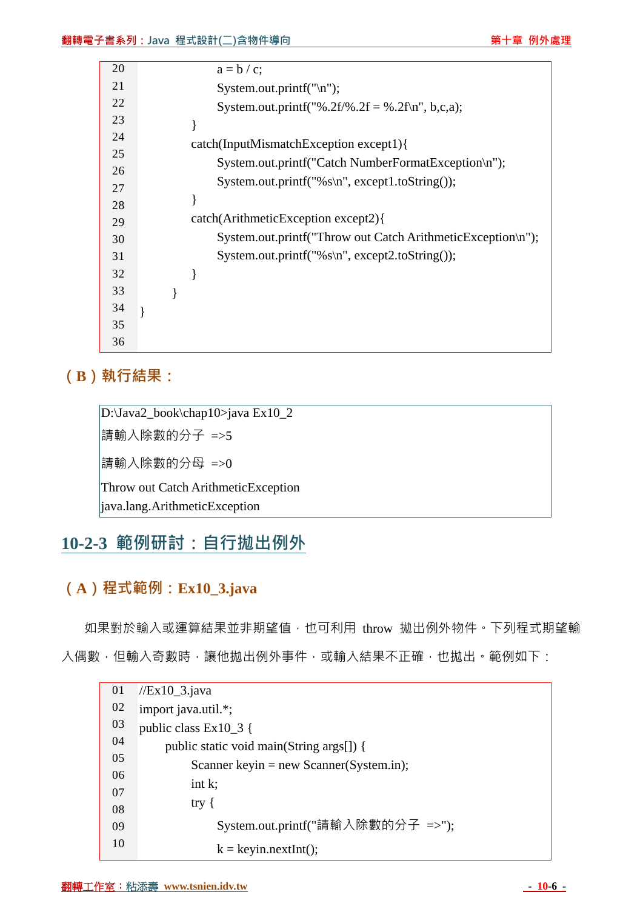```
20                  a = b / c;
21                  System.out.printf("\n");
22                  System.out.printf("%.2f/%.2f = %.2f\n", b,c,a);
23              }
24              catch(InputMismatchException except1){
25                  System.out.printf("Catch NumberFormatException\n");
26                  System.out.printf("%s\n", except1.toString());
27              }
28              catch(ArithmeticException except2){
29                  System.out.printf("Throw out Catch ArithmeticException\n");
30                  System.out.printf("%s\n", except2.toString());
31              }
32          }
33      }
34  }
35
36
```

### （B）執行結果：

```
D:\Java2_book\chap10>java Ex10_2
請輸入除數的分子 =>5
請輸入除數的分母 =>0
Throw out Catch ArithmeticException
java.lang.ArithmeticException
```

## 10-2-3 範例研討：自行拋出例外

### （A）程式範例：Ex10_3.java

如果對於輸入或運算結果並非期望值，也可利用 throw 拋出例外物件。下列程式期望輸入偶數，但輸入奇數時，讓他拋出例外事件，或輸入結果不正確，也拋出。範例如下：

```
01  //Ex10_3.java
02  import java.util.*;
03  public class Ex10_3 {
04      public static void main(String args[]) {
05          Scanner keyin = new Scanner(System.in);
06          int k;
07          try {
08              System.out.printf("請輸入除數的分子 =>");
09              k = keyin.nextInt();
10
```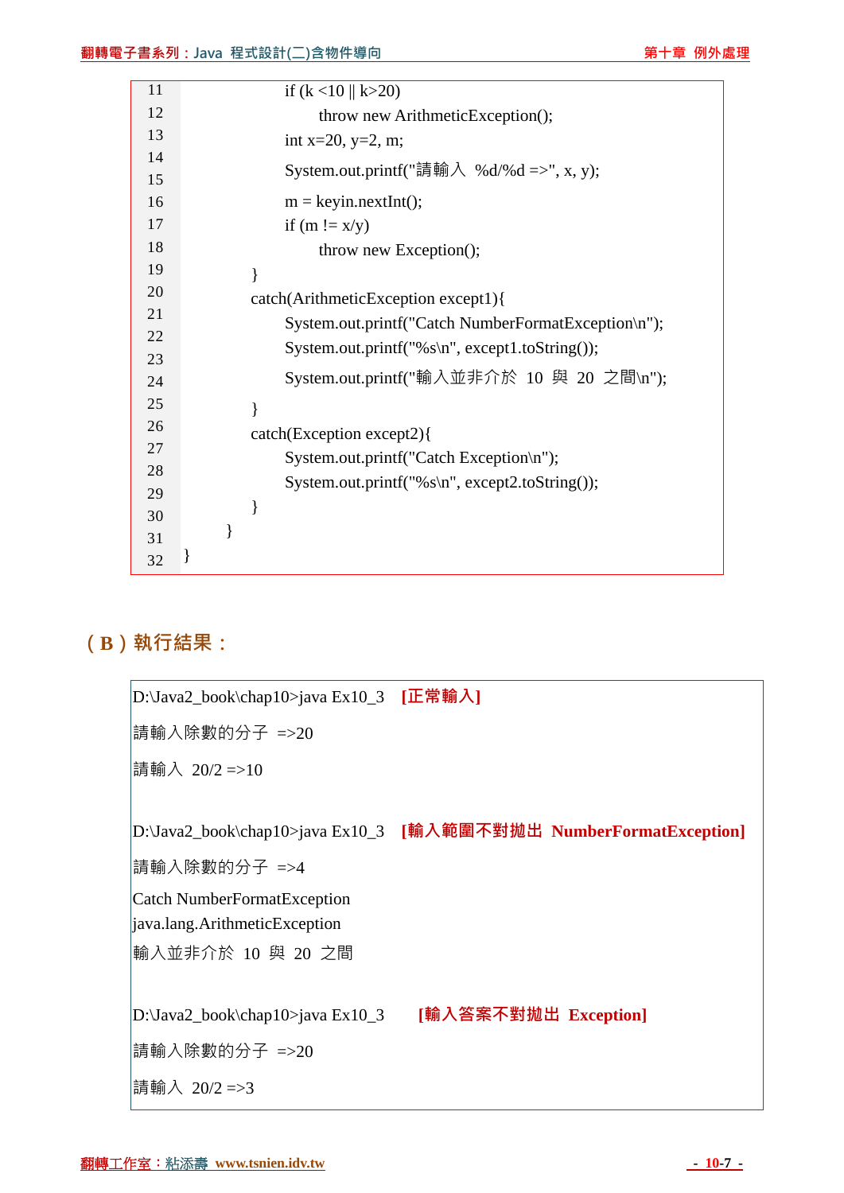```
11                  if (k <10 || k>20)
12                      throw new ArithmeticException();
13                  int x=20, y=2, m;
14                  System.out.printf("請輸入 %d/%d =>", x, y);
15
16                  m = keyin.nextInt();
17                  if (m != x/y)
18                      throw new Exception();
19              }
20              catch(ArithmeticException except1){
21                  System.out.printf("Catch NumberFormatException\n");
22                  System.out.printf("%s\n", except1.toString());
23
24                  System.out.printf("輸入並非介於 10 與 20 之間\n");
25              }
26              catch(Exception except2){
27                  System.out.printf("Catch Exception\n");
28                  System.out.printf("%s\n", except2.toString());
29              }
30          }
31  }
32
```

## （B）執行結果：

```
D:\Java2_book\chap10>java Ex10_3    [正常輸入]
請輸入除數的分子 =>20
請輸入 20/2 =>10

D:\Java2_book\chap10>java Ex10_3    [輸入範圍不對拋出 NumberFormatException]
請輸入除數的分子 =>4
Catch NumberFormatException
java.lang.ArithmeticException
輸入並非介於 10 與 20 之間

D:\Java2_book\chap10>java Ex10_3    [輸入答案不對拋出 Exception]
請輸入除數的分子 =>20
請輸入 20/2 =>3
```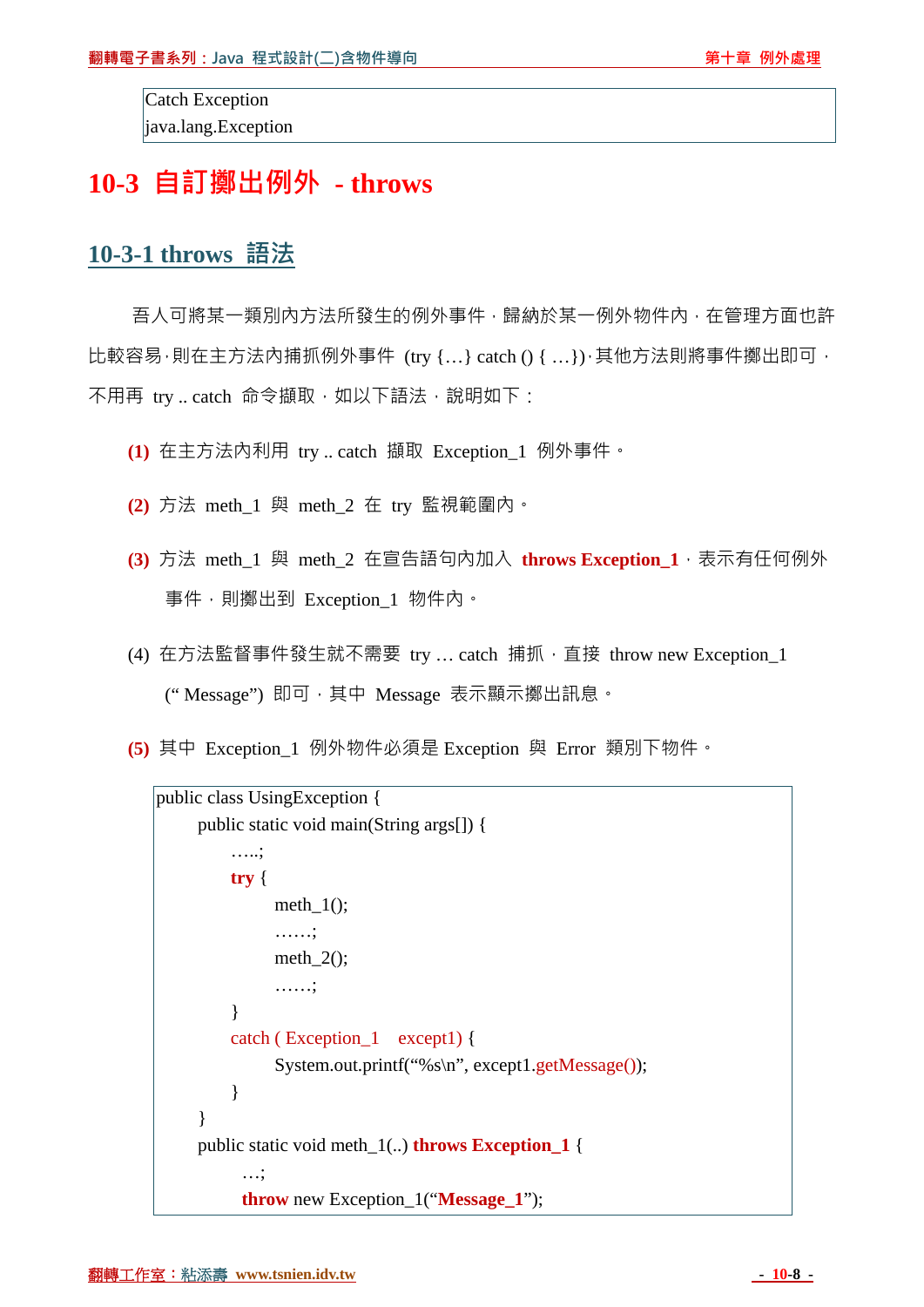```
Catch Exception
java.lang.Exception
```

# 10-3 自訂擲出例外 - throws

## 10-3-1 throws 語法

吾人可將某一類別內方法所發生的例外事件，歸納於某一例外物件內，在管理方面也許比較容易，則在主方法內捕抓例外事件 (try {…} catch () { …})，其他方法則將事件擲出即可，不用再 try .. catch 命令擷取，如以下語法，說明如下：

**(1)** 在主方法內利用 try .. catch 擷取 Exception_1 例外事件。

**(2)** 方法 meth_1 與 meth_2 在 try 監視範圍內。

**(3)** 方法 meth_1 與 meth_2 在宣告語句內加入 **throws Exception_1**，表示有任何例外事件，則擲出到 Exception_1 物件內。

(4) 在方法監督事件發生就不需要 try … catch 捕抓，直接 throw new Exception_1 (“ Message”) 即可，其中 Message 表示顯示擲出訊息。

**(5)** 其中 Exception_1 例外物件必須是 Exception 與 Error 類別下物件。

```
public class UsingException {
    public static void main(String args[]) {
        …..;
        try {
            meth_1();
            ……;
            meth_2();
            ……;
        }
        catch ( Exception_1   except1) {
            System.out.printf(“%s\n”, except1.getMessage());
        }
    }
    public static void meth_1(..) throws Exception_1 {
        …;
        throw new Exception_1(“Message_1”);
```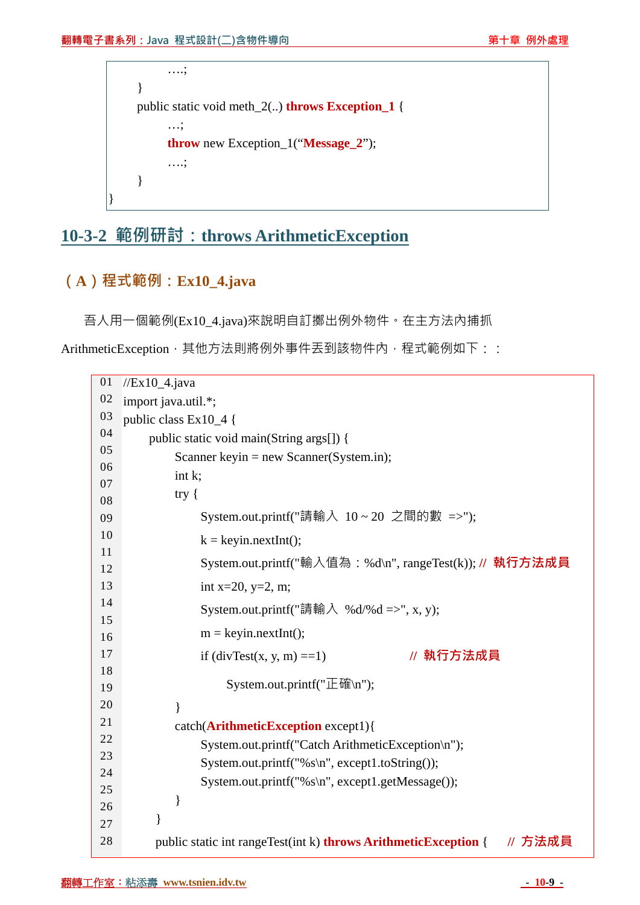```
        ….;
    }
    public static void meth_2(..) throws Exception_1 {
        …;
        throw new Exception_1("Message_2");
        ….;
    }
}
```

## 10-3-2 範例研討：throws ArithmeticException

### （A）程式範例：Ex10_4.java

吾人用一個範例(Ex10_4.java)來說明自訂擲出例外物件。在主方法內捕抓 ArithmeticException，其他方法則將例外事件丟到該物件內，程式範例如下：：

```
01  //Ex10_4.java
02  import java.util.*;
03  public class Ex10_4 {
04      public static void main(String args[]) {
05          Scanner keyin = new Scanner(System.in);
06          int k;
07          try {
08              System.out.printf("請輸入 10 ~ 20 之間的數 =>");
09              k = keyin.nextInt();
10              System.out.printf("輸入值為：%d\n", rangeTest(k)); // 執行方法成員
11              int x=20, y=2, m;
12              System.out.printf("請輸入 %d/%d =>", x, y);
13              m = keyin.nextInt();
14              if (divTest(x, y, m) ==1)              // 執行方法成員
15                  System.out.printf("正確\n");
16          }
17          catch(ArithmeticException except1){
18              System.out.printf("Catch ArithmeticException\n");
19              System.out.printf("%s\n", except1.toString());
20              System.out.printf("%s\n", except1.getMessage());
21          }
22      }
23      public static int rangeTest(int k) throws ArithmeticException {    // 方法成員
```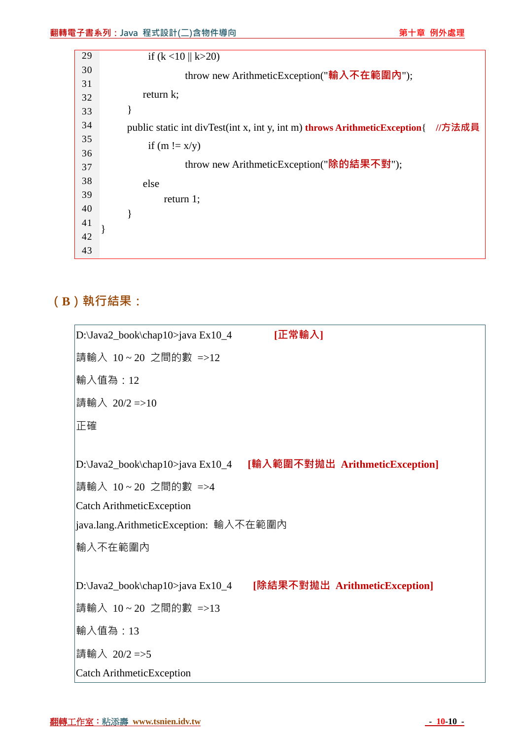```
29              if (k <10 || k>20)
30                      throw new ArithmeticException("輸入不在範圍內");
31
32              return k;
33          }
34          public static int divTest(int x, int y, int m) throws ArithmeticException{    //方法成員
35              if (m != x/y)
36                      throw new ArithmeticException("除的結果不對");
37
38              else
39                  return 1;
40          }
41  }
42
43
```

## （B）執行結果：

```
D:\Java2_book\chap10>java Ex10_4          [正常輸入]
請輸入  10 ~ 20  之間的數  =>12
輸入值為：12
請輸入  20/2 =>10
正確

D:\Java2_book\chap10>java Ex10_4     [輸入範圍不對拋出  ArithmeticException]
請輸入  10 ~ 20  之間的數  =>4
Catch ArithmeticException
java.lang.ArithmeticException:  輸入不在範圍內
輸入不在範圍內

D:\Java2_book\chap10>java Ex10_4     [除結果不對拋出  ArithmeticException]
請輸入  10 ~ 20  之間的數  =>13
輸入值為：13
請輸入  20/2 =>5
Catch ArithmeticException
```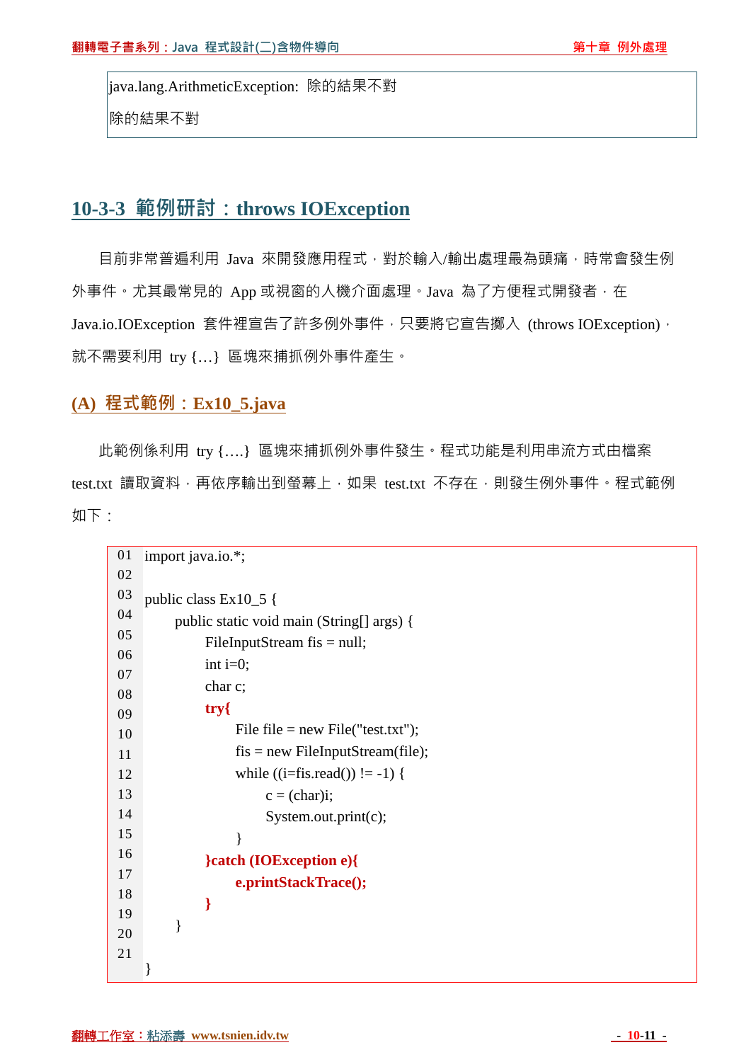```
java.lang.ArithmeticException: 除的結果不對
除的結果不對
```

## 10-3-3 範例研討：throws IOException

目前非常普遍利用 Java 來開發應用程式，對於輸入/輸出處理最為頭痛，時常會發生例外事件。尤其最常見的 App 或視窗的人機介面處理。Java 為了方便程式開發者，在 Java.io.IOException 套件裡宣告了許多例外事件，只要將它宣告擲入 (throws IOException)，就不需要利用 try {…} 區塊來捕抓例外事件產生。

### (A) 程式範例：Ex10_5.java

此範例係利用 try {….} 區塊來捕抓例外事件發生。程式功能是利用串流方式由檔案 test.txt 讀取資料，再依序輸出到螢幕上，如果 test.txt 不存在，則發生例外事件。程式範例如下：

```
01  import java.io.*;
02  
03  public class Ex10_5 {
04      public static void main (String[] args) {
05          FileInputStream fis = null;
06          int i=0;
07          char c;
08          try{
09              File file = new File("test.txt");
10              fis = new FileInputStream(file);
11              while ((i=fis.read()) != -1) {
12                  c = (char)i;
13                  System.out.print(c);
14              }
15          }catch (IOException e){
16              e.printStackTrace();
17          }
18      }
19  }
20  
21  
```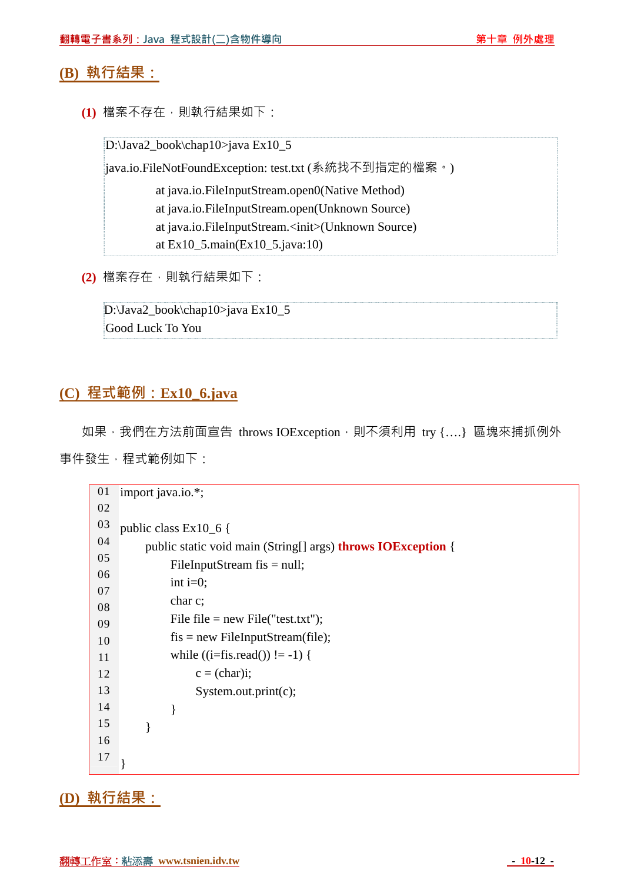## (B) 執行結果：

**(1)** 檔案不存在，則執行結果如下：

```
D:\Java2_book\chap10>java Ex10_5
java.io.FileNotFoundException: test.txt (系統找不到指定的檔案。)
        at java.io.FileInputStream.open0(Native Method)
        at java.io.FileInputStream.open(Unknown Source)
        at java.io.FileInputStream.<init>(Unknown Source)
        at Ex10_5.main(Ex10_5.java:10)
```

**(2)** 檔案存在，則執行結果如下：

```
D:\Java2_book\chap10>java Ex10_5
Good Luck To You
```

## (C) 程式範例：Ex10_6.java

如果，我們在方法前面宣告 throws IOException，則不須利用 try {….} 區塊來捕抓例外事件發生，程式範例如下：

```
01 import java.io.*;
02 
03 public class Ex10_6 {
04     public static void main (String[] args) throws IOException {
05         FileInputStream fis = null;
06         int i=0;
07         char c;
08         File file = new File("test.txt");
09         fis = new FileInputStream(file);
10         while ((i=fis.read()) != -1) {
11             c = (char)i;
12             System.out.print(c);
13         }
14     }
15 
16 }
17 
```

## (D) 執行結果：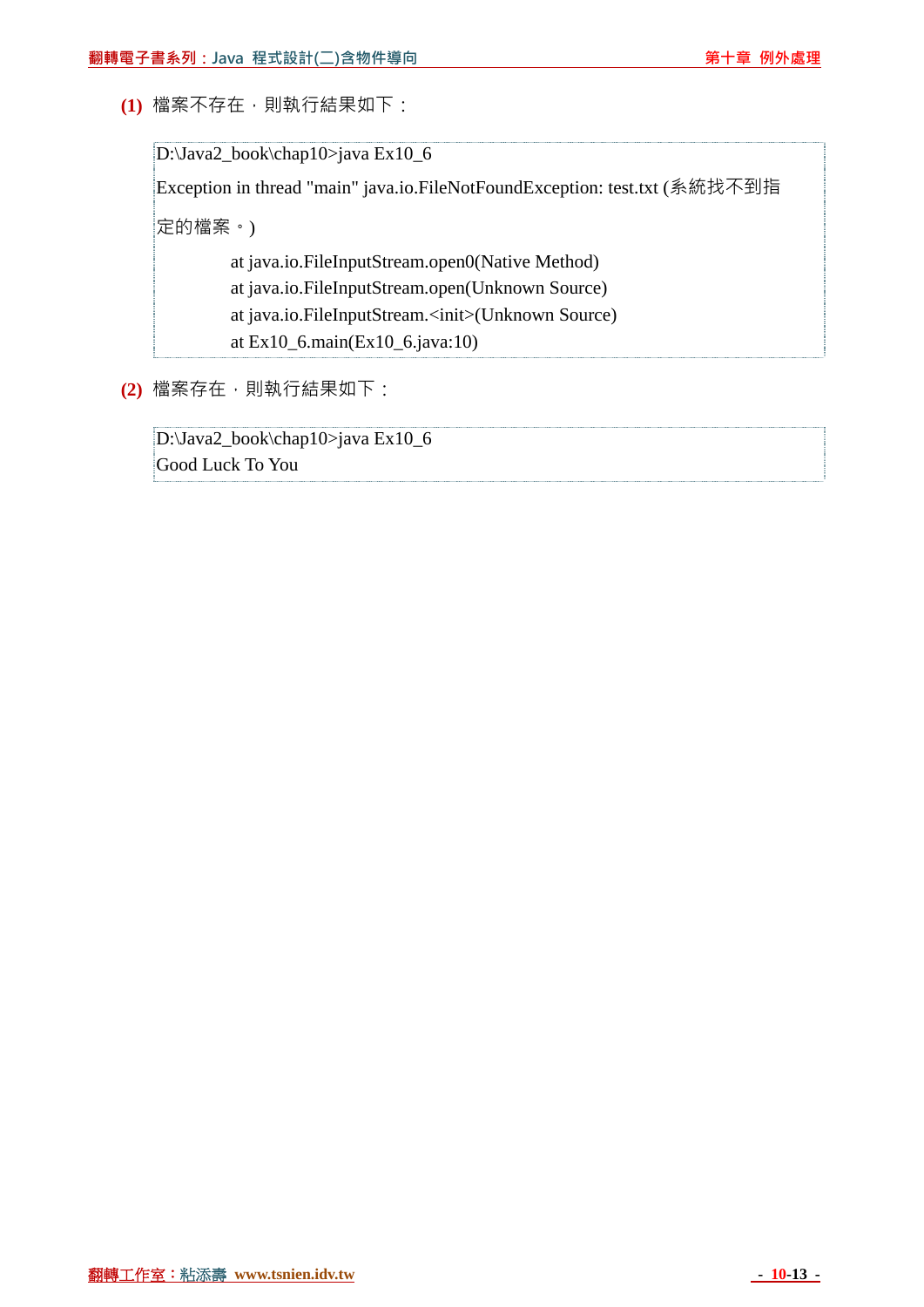**(1)** 檔案不存在，則執行結果如下：

```
D:\Java2_book\chap10>java Ex10_6
Exception in thread "main" java.io.FileNotFoundException: test.txt (系統找不到指定的檔案。)
        at java.io.FileInputStream.open0(Native Method)
        at java.io.FileInputStream.open(Unknown Source)
        at java.io.FileInputStream.<init>(Unknown Source)
        at Ex10_6.main(Ex10_6.java:10)
```

**(2)** 檔案存在，則執行結果如下：

```
D:\Java2_book\chap10>java Ex10_6
Good Luck To You
```